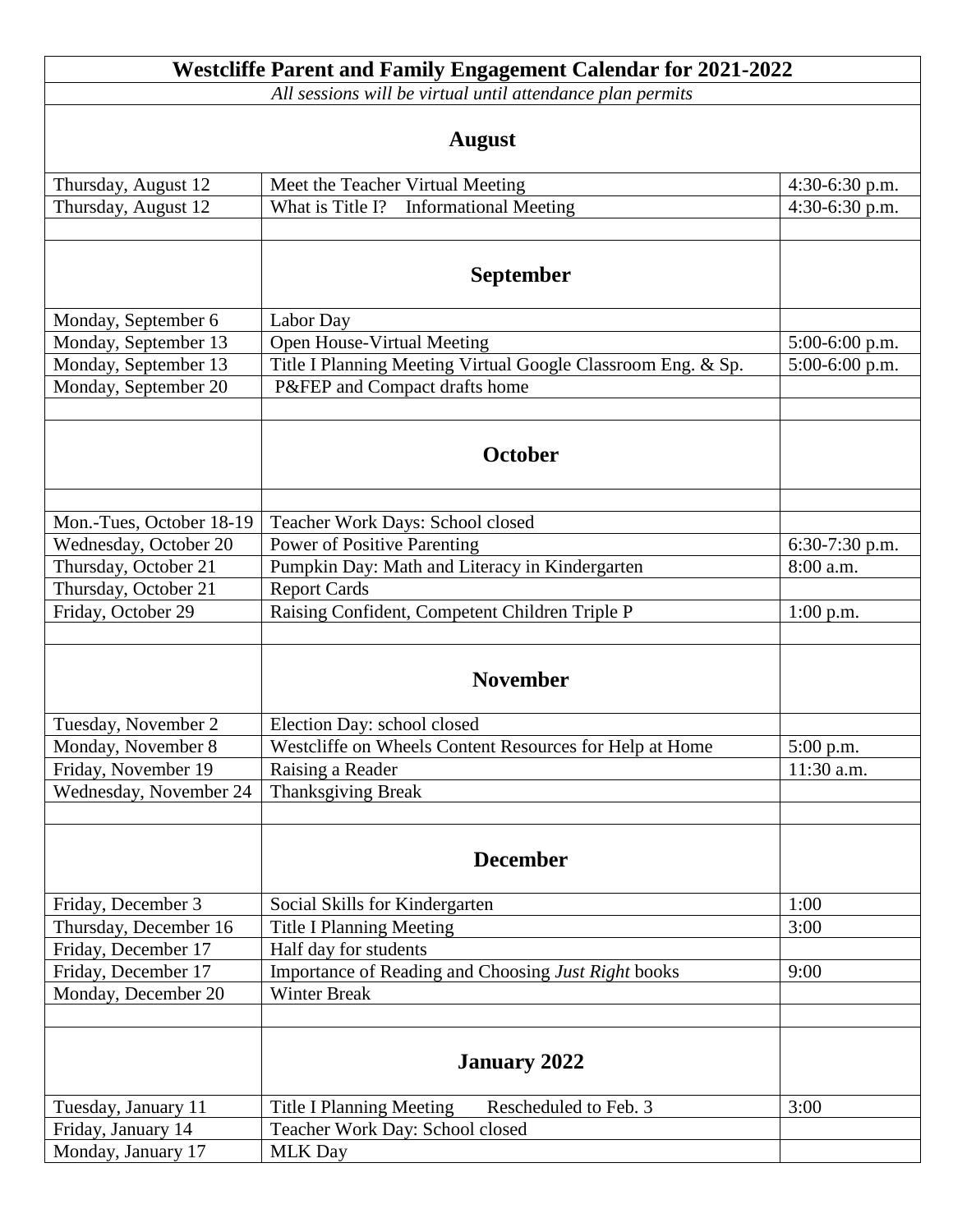# Westcliffe Parent and Family Engagement Calendar for 2021-2022

*All sessions will be virtual until attendance plan permits*

| | **August** | |
|---|---|---|
| Thursday, August 12 | Meet the Teacher Virtual Meeting | 4:30-6:30 p.m. |
| Thursday, August 12 | What is Title I? Informational Meeting | 4:30-6:30 p.m. |
| | | |
| | **September** | |
| Monday, September 6 | Labor Day | |
| Monday, September 13 | Open House-Virtual Meeting | 5:00-6:00 p.m. |
| Monday, September 13 | Title I Planning Meeting Virtual Google Classroom Eng. & Sp. | 5:00-6:00 p.m. |
| Monday, September 20 | P&FEP and Compact drafts home | |
| | | |
| | **October** | |
| | | |
| Mon.-Tues, October 18-19 | Teacher Work Days: School closed | |
| Wednesday, October 20 | Power of Positive Parenting | 6:30-7:30 p.m. |
| Thursday, October 21 | Pumpkin Day: Math and Literacy in Kindergarten | 8:00 a.m. |
| Thursday, October 21 | Report Cards | |
| Friday, October 29 | Raising Confident, Competent Children Triple P | 1:00 p.m. |
| | | |
| | **November** | |
| Tuesday, November 2 | Election Day: school closed | |
| Monday, November 8 | Westcliffe on Wheels Content Resources for Help at Home | 5:00 p.m. |
| Friday, November 19 | Raising a Reader | 11:30 a.m. |
| Wednesday, November 24 | Thanksgiving Break | |
| | | |
| | **December** | |
| Friday, December 3 | Social Skills for Kindergarten | 1:00 |
| Thursday, December 16 | Title I Planning Meeting | 3:00 |
| Friday, December 17 | Half day for students | |
| Friday, December 17 | Importance of Reading and Choosing *Just Right* books | 9:00 |
| Monday, December 20 | Winter Break | |
| | | |
| | **January 2022** | |
| Tuesday, January 11 | Title I Planning Meeting Rescheduled to Feb. 3 | 3:00 |
| Friday, January 14 | Teacher Work Day: School closed | |
| Monday, January 17 | MLK Day | |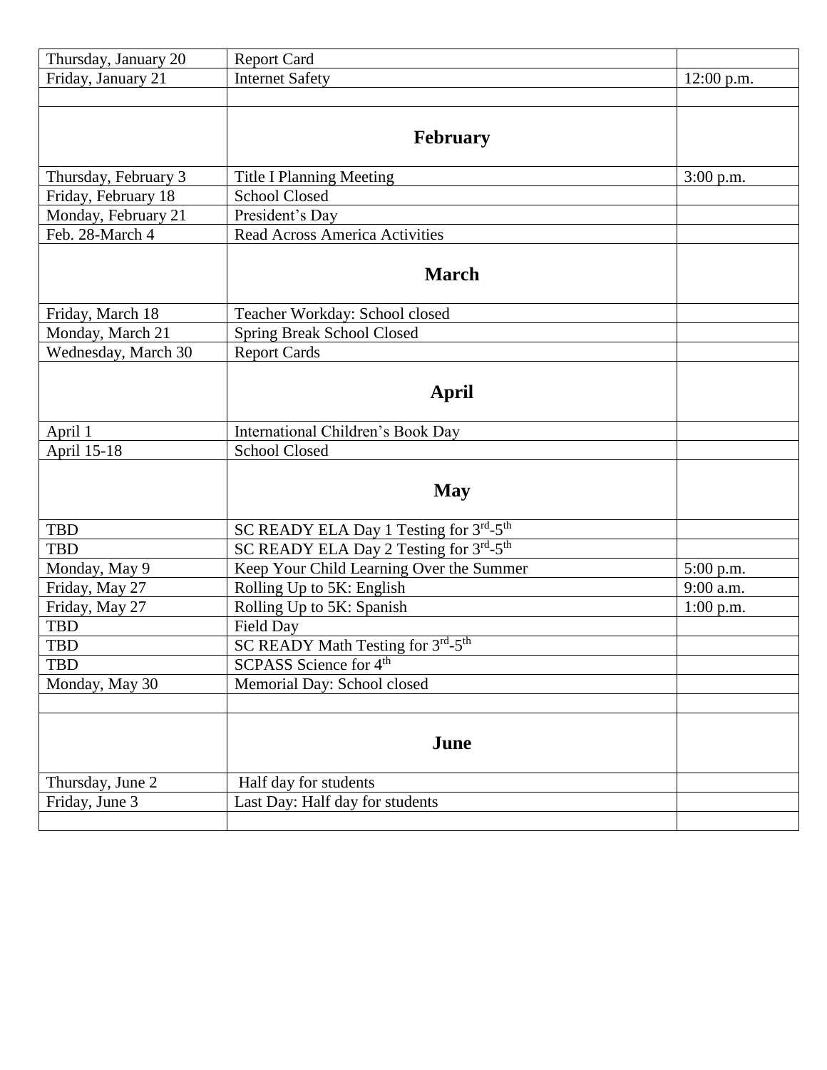| | | |
|---|---|---|
| Thursday, January 20 | Report Card | |
| Friday, January 21 | Internet Safety | 12:00 p.m. |
| | | |
| | **February** | |
| Thursday, February 3 | Title I Planning Meeting | 3:00 p.m. |
| Friday, February 18 | School Closed | |
| Monday, February 21 | President's Day | |
| Feb. 28-March 4 | Read Across America Activities | |
| | **March** | |
| Friday, March 18 | Teacher Workday: School closed | |
| Monday, March 21 | Spring Break School Closed | |
| Wednesday, March 30 | Report Cards | |
| | **April** | |
| April 1 | International Children's Book Day | |
| April 15-18 | School Closed | |
| | **May** | |
| TBD | SC READY ELA Day 1 Testing for 3rd-5th | |
| TBD | SC READY ELA Day 2 Testing for 3rd-5th | |
| Monday, May 9 | Keep Your Child Learning Over the Summer | 5:00 p.m. |
| Friday, May 27 | Rolling Up to 5K: English | 9:00 a.m. |
| Friday, May 27 | Rolling Up to 5K: Spanish | 1:00 p.m. |
| TBD | Field Day | |
| TBD | SC READY Math Testing for 3rd-5th | |
| TBD | SCPASS Science for 4th | |
| Monday, May 30 | Memorial Day: School closed | |
| | | |
| | **June** | |
| Thursday, June 2 | Half day for students | |
| Friday, June 3 | Last Day: Half day for students | |
| | | |